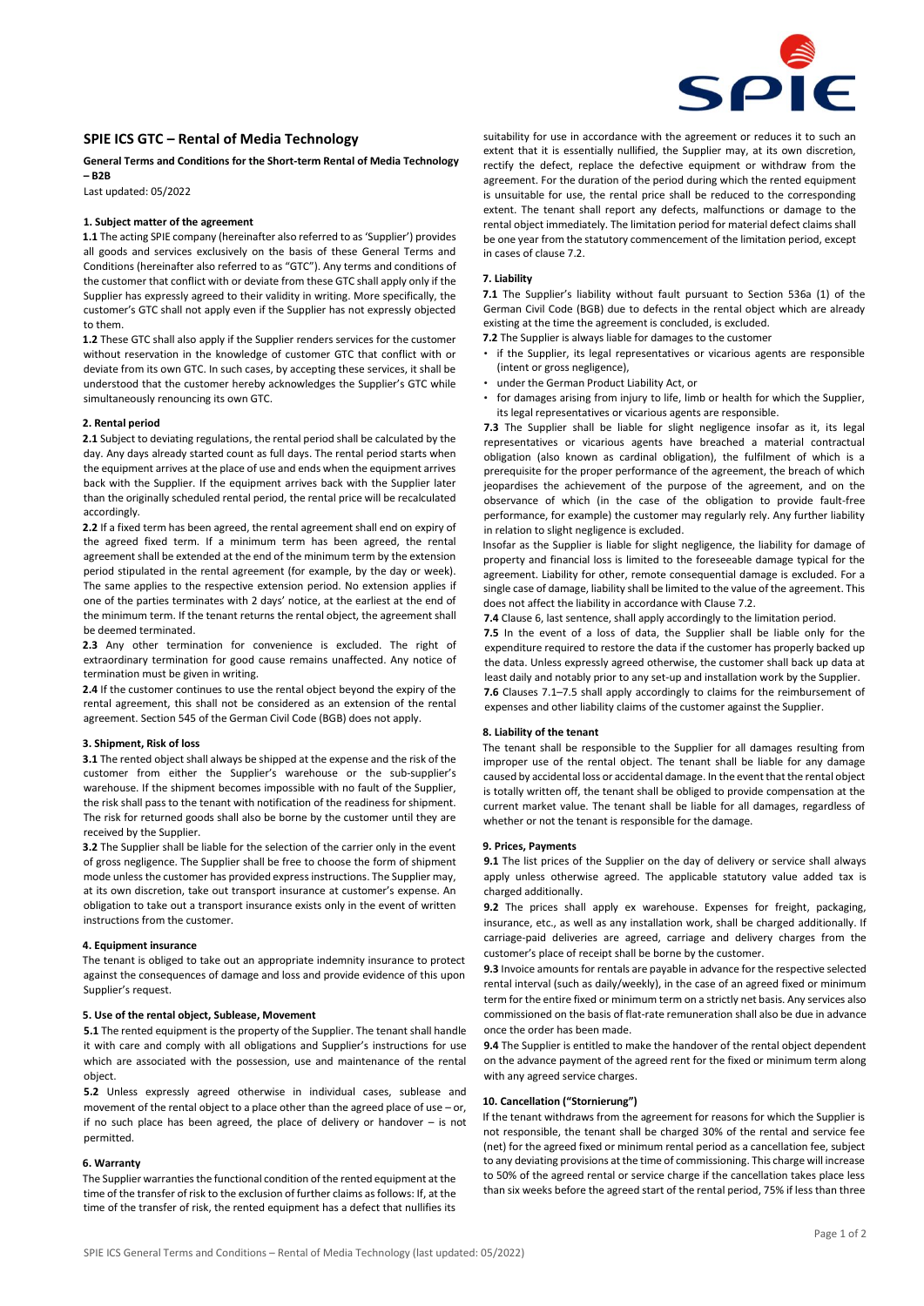# SPIE ICS GTC – Rental of Media Technology

**General Terms and Conditions for the Short-term Rental of Media Technology – B2B**

Last updated: 05/2022

## 1. Subject matter of the agreement

**1.1** The acting SPIE company (hereinafter also referred to as 'Supplier') provides all goods and services exclusively on the basis of these General Terms and Conditions (hereinafter also referred to as "GTC"). Any terms and conditions of the customer that conflict with or deviate from these GTC shall apply only if the Supplier has expressly agreed to their validity in writing. More specifically, the customer's GTC shall not apply even if the Supplier has not expressly objected to them.

**1.2** These GTC shall also apply if the Supplier renders services for the customer without reservation in the knowledge of customer GTC that conflict with or deviate from its own GTC. In such cases, by accepting these services, it shall be understood that the customer hereby acknowledges the Supplier's GTC while simultaneously renouncing its own GTC.

## 2. Rental period

**2.1** Subject to deviating regulations, the rental period shall be calculated by the day. Any days already started count as full days. The rental period starts when the equipment arrives at the place of use and ends when the equipment arrives back with the Supplier. If the equipment arrives back with the Supplier later than the originally scheduled rental period, the rental price will be recalculated accordingly.

**2.2** If a fixed term has been agreed, the rental agreement shall end on expiry of the agreed fixed term. If a minimum term has been agreed, the rental agreement shall be extended at the end of the minimum term by the extension period stipulated in the rental agreement (for example, by the day or week). The same applies to the respective extension period. No extension applies if one of the parties terminates with 2 days' notice, at the earliest at the end of the minimum term. If the tenant returns the rental object, the agreement shall be deemed terminated.

**2.3** Any other termination for convenience is excluded. The right of extraordinary termination for good cause remains unaffected. Any notice of termination must be given in writing.

**2.4** If the customer continues to use the rental object beyond the expiry of the rental agreement, this shall not be considered as an extension of the rental agreement. Section 545 of the German Civil Code (BGB) does not apply.

## 3. Shipment, Risk of loss

**3.1** The rented object shall always be shipped at the expense and the risk of the customer from either the Supplier's warehouse or the sub-supplier's warehouse. If the shipment becomes impossible with no fault of the Supplier, the risk shall pass to the tenant with notification of the readiness for shipment. The risk for returned goods shall also be borne by the customer until they are received by the Supplier.

**3.2** The Supplier shall be liable for the selection of the carrier only in the event of gross negligence. The Supplier shall be free to choose the form of shipment mode unless the customer has provided express instructions. The Supplier may, at its own discretion, take out transport insurance at customer's expense. An obligation to take out a transport insurance exists only in the event of written instructions from the customer.

## 4. Equipment insurance

The tenant is obliged to take out an appropriate indemnity insurance to protect against the consequences of damage and loss and provide evidence of this upon Supplier's request.

## 5. Use of the rental object, Sublease, Movement

**5.1** The rented equipment is the property of the Supplier. The tenant shall handle it with care and comply with all obligations and Supplier's instructions for use which are associated with the possession, use and maintenance of the rental object.

**5.2** Unless expressly agreed otherwise in individual cases, sublease and movement of the rental object to a place other than the agreed place of use – or, if no such place has been agreed, the place of delivery or handover – is not permitted.

## 6. Warranty

The Supplier warranties the functional condition of the rented equipment at the time of the transfer of risk to the exclusion of further claims as follows: If, at the time of the transfer of risk, the rented equipment has a defect that nullifies its suitability for use in accordance with the agreement or reduces it to such an extent that it is essentially nullified, the Supplier may, at its own discretion, rectify the defect, replace the defective equipment or withdraw from the agreement. For the duration of the period during which the rented equipment is unsuitable for use, the rental price shall be reduced to the corresponding extent. The tenant shall report any defects, malfunctions or damage to the rental object immediately. The limitation period for material defect claims shall be one year from the statutory commencement of the limitation period, except in cases of clause 7.2.

## 7. Liability

**7.1** The Supplier's liability without fault pursuant to Section 536a (1) of the German Civil Code (BGB) due to defects in the rental object which are already existing at the time the agreement is concluded, is excluded.

**7.2** The Supplier is always liable for damages to the customer

- if the Supplier, its legal representatives or vicarious agents are responsible (intent or gross negligence),
- under the German Product Liability Act, or
- for damages arising from injury to life, limb or health for which the Supplier, its legal representatives or vicarious agents are responsible.

**7.3** The Supplier shall be liable for slight negligence insofar as it, its legal representatives or vicarious agents have breached a material contractual obligation (also known as cardinal obligation), the fulfilment of which is a prerequisite for the proper performance of the agreement, the breach of which jeopardises the achievement of the purpose of the agreement, and on the observance of which (in the case of the obligation to provide fault-free performance, for example) the customer may regularly rely. Any further liability in relation to slight negligence is excluded.

Insofar as the Supplier is liable for slight negligence, the liability for damage of property and financial loss is limited to the foreseeable damage typical for the agreement. Liability for other, remote consequential damage is excluded. For a single case of damage, liability shall be limited to the value of the agreement. This does not affect the liability in accordance with Clause 7.2.

**7.4** Clause 6, last sentence, shall apply accordingly to the limitation period.

**7.5** In the event of a loss of data, the Supplier shall be liable only for the expenditure required to restore the data if the customer has properly backed up the data. Unless expressly agreed otherwise, the customer shall back up data at least daily and notably prior to any set-up and installation work by the Supplier.

**7.6** Clauses 7.1–7.5 shall apply accordingly to claims for the reimbursement of expenses and other liability claims of the customer against the Supplier.

## 8. Liability of the tenant

The tenant shall be responsible to the Supplier for all damages resulting from improper use of the rental object. The tenant shall be liable for any damage caused by accidental loss or accidental damage. In the event that the rental object is totally written off, the tenant shall be obliged to provide compensation at the current market value. The tenant shall be liable for all damages, regardless of whether or not the tenant is responsible for the damage.

## 9. Prices, Payments

**9.1** The list prices of the Supplier on the day of delivery or service shall always apply unless otherwise agreed. The applicable statutory value added tax is charged additionally.

**9.2** The prices shall apply ex warehouse. Expenses for freight, packaging, insurance, etc., as well as any installation work, shall be charged additionally. If carriage-paid deliveries are agreed, carriage and delivery charges from the customer's place of receipt shall be borne by the customer.

**9.3** Invoice amounts for rentals are payable in advance for the respective selected rental interval (such as daily/weekly), in the case of an agreed fixed or minimum term for the entire fixed or minimum term on a strictly net basis. Any services also commissioned on the basis of flat-rate remuneration shall also be due in advance once the order has been made.

**9.4** The Supplier is entitled to make the handover of the rental object dependent on the advance payment of the agreed rent for the fixed or minimum term along with any agreed service charges.

## 10. Cancellation ("Stornierung")

If the tenant withdraws from the agreement for reasons for which the Supplier is not responsible, the tenant shall be charged 30% of the rental and service fee (net) for the agreed fixed or minimum rental period as a cancellation fee, subject to any deviating provisions at the time of commissioning. This charge will increase to 50% of the agreed rental or service charge if the cancellation takes place less than six weeks before the agreed start of the rental period, 75% if less than three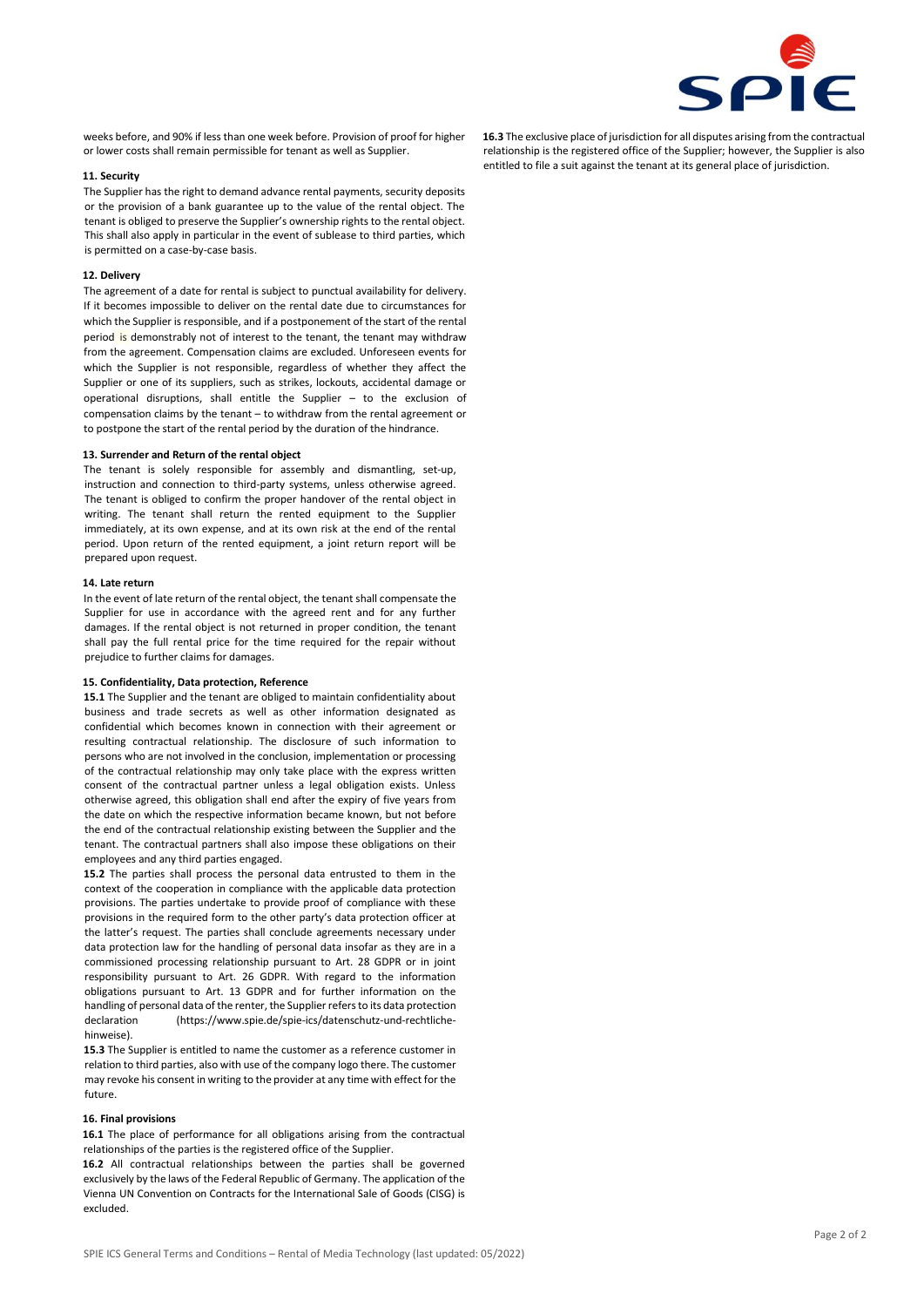weeks before, and 90% if less than one week before. Provision of proof for higher or lower costs shall remain permissible for tenant as well as Supplier.

**11. Security**

The Supplier has the right to demand advance rental payments, security deposits or the provision of a bank guarantee up to the value of the rental object. The tenant is obliged to preserve the Supplier's ownership rights to the rental object. This shall also apply in particular in the event of sublease to third parties, which is permitted on a case-by-case basis.

**12. Delivery**

The agreement of a date for rental is subject to punctual availability for delivery. If it becomes impossible to deliver on the rental date due to circumstances for which the Supplier is responsible, and if a postponement of the start of the rental period is demonstrably not of interest to the tenant, the tenant may withdraw from the agreement. Compensation claims are excluded. Unforeseen events for which the Supplier is not responsible, regardless of whether they affect the Supplier or one of its suppliers, such as strikes, lockouts, accidental damage or operational disruptions, shall entitle the Supplier – to the exclusion of compensation claims by the tenant – to withdraw from the rental agreement or to postpone the start of the rental period by the duration of the hindrance.

**13. Surrender and Return of the rental object**

The tenant is solely responsible for assembly and dismantling, set-up, instruction and connection to third-party systems, unless otherwise agreed. The tenant is obliged to confirm the proper handover of the rental object in writing. The tenant shall return the rented equipment to the Supplier immediately, at its own expense, and at its own risk at the end of the rental period. Upon return of the rented equipment, a joint return report will be prepared upon request.

**14. Late return**

In the event of late return of the rental object, the tenant shall compensate the Supplier for use in accordance with the agreed rent and for any further damages. If the rental object is not returned in proper condition, the tenant shall pay the full rental price for the time required for the repair without prejudice to further claims for damages.

**15. Confidentiality, Data protection, Reference**

**15.1** The Supplier and the tenant are obliged to maintain confidentiality about business and trade secrets as well as other information designated as confidential which becomes known in connection with their agreement or resulting contractual relationship. The disclosure of such information to persons who are not involved in the conclusion, implementation or processing of the contractual relationship may only take place with the express written consent of the contractual partner unless a legal obligation exists. Unless otherwise agreed, this obligation shall end after the expiry of five years from the date on which the respective information became known, but not before the end of the contractual relationship existing between the Supplier and the tenant. The contractual partners shall also impose these obligations on their employees and any third parties engaged.

**15.2** The parties shall process the personal data entrusted to them in the context of the cooperation in compliance with the applicable data protection provisions. The parties undertake to provide proof of compliance with these provisions in the required form to the other party's data protection officer at the latter's request. The parties shall conclude agreements necessary under data protection law for the handling of personal data insofar as they are in a commissioned processing relationship pursuant to Art. 28 GDPR or in joint responsibility pursuant to Art. 26 GDPR. With regard to the information obligations pursuant to Art. 13 GDPR and for further information on the handling of personal data of the renter, the Supplier refers to its data protection declaration (https://www.spie.de/spie-ics/datenschutz-und-rechtliche-hinweise).

**15.3** The Supplier is entitled to name the customer as a reference customer in relation to third parties, also with use of the company logo there. The customer may revoke his consent in writing to the provider at any time with effect for the future.

**16. Final provisions**

**16.1** The place of performance for all obligations arising from the contractual relationships of the parties is the registered office of the Supplier.

**16.2** All contractual relationships between the parties shall be governed exclusively by the laws of the Federal Republic of Germany. The application of the Vienna UN Convention on Contracts for the International Sale of Goods (CISG) is excluded.

**16.3** The exclusive place of jurisdiction for all disputes arising from the contractual relationship is the registered office of the Supplier; however, the Supplier is also entitled to file a suit against the tenant at its general place of jurisdiction.